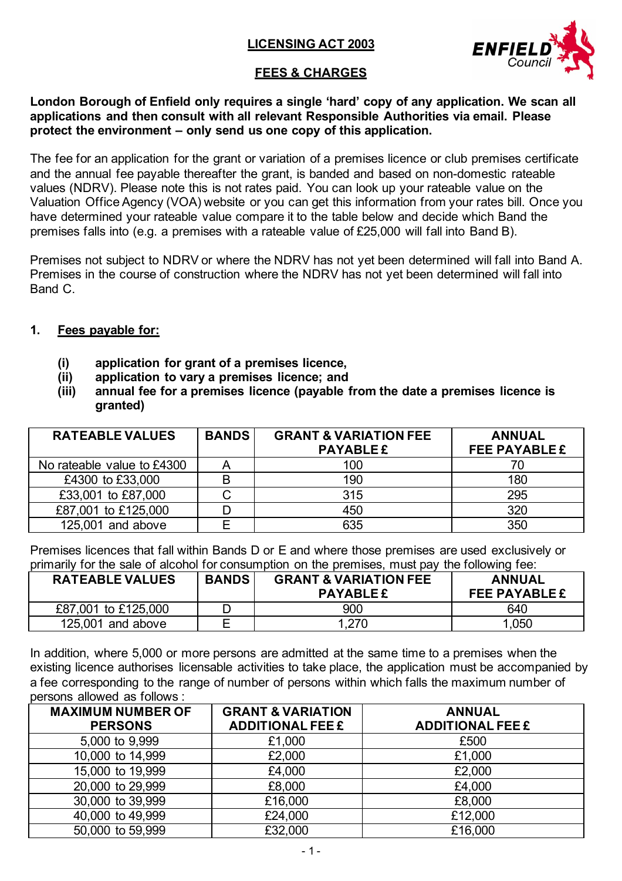# LICENSING ACT 2003

## FEES & CHARGES

**London Borough of Enfield only requires a single 'hard' copy of any application. We scan all applications and then consult with all relevant Responsible Authorities via email. Please protect the environment – only send us one copy of this application.**

The fee for an application for the grant or variation of a premises licence or club premises certificate and the annual fee payable thereafter the grant, is banded and based on non-domestic rateable values (NDRV). Please note this is not rates paid. You can look up your rateable value on the Valuation Office Agency (VOA) website or you can get this information from your rates bill. Once you have determined your rateable value compare it to the table below and decide which Band the premises falls into (e.g. a premises with a rateable value of £25,000 will fall into Band B).

Premises not subject to NDRV or where the NDRV has not yet been determined will fall into Band A. Premises in the course of construction where the NDRV has not yet been determined will fall into Band C.

### 1. Fees payable for:

**(i) application for grant of a premises licence,**
**(ii) application to vary a premises licence; and**
**(iii) annual fee for a premises licence (payable from the date a premises licence is granted)**

| RATEABLE VALUES | BANDS | GRANT & VARIATION FEE PAYABLE £ | ANNUAL FEE PAYABLE £ |
|---|---|---|---|
| No rateable value to £4300 | A | 100 | 70 |
| £4300 to £33,000 | B | 190 | 180 |
| £33,001 to £87,000 | C | 315 | 295 |
| £87,001 to £125,000 | D | 450 | 320 |
| 125,001 and above | E | 635 | 350 |

Premises licences that fall within Bands D or E and where those premises are used exclusively or primarily for the sale of alcohol for consumption on the premises, must pay the following fee:

| RATEABLE VALUES | BANDS | GRANT & VARIATION FEE PAYABLE £ | ANNUAL FEE PAYABLE £ |
|---|---|---|---|
| £87,001 to £125,000 | D | 900 | 640 |
| 125,001 and above | E | 1,270 | 1,050 |

In addition, where 5,000 or more persons are admitted at the same time to a premises when the existing licence authorises licensable activities to take place, the application must be accompanied by a fee corresponding to the range of number of persons within which falls the maximum number of persons allowed as follows :

| MAXIMUM NUMBER OF PERSONS | GRANT & VARIATION ADDITIONAL FEE £ | ANNUAL ADDITIONAL FEE £ |
|---|---|---|
| 5,000 to 9,999 | £1,000 | £500 |
| 10,000 to 14,999 | £2,000 | £1,000 |
| 15,000 to 19,999 | £4,000 | £2,000 |
| 20,000 to 29,999 | £8,000 | £4,000 |
| 30,000 to 39,999 | £16,000 | £8,000 |
| 40,000 to 49,999 | £24,000 | £12,000 |
| 50,000 to 59,999 | £32,000 | £16,000 |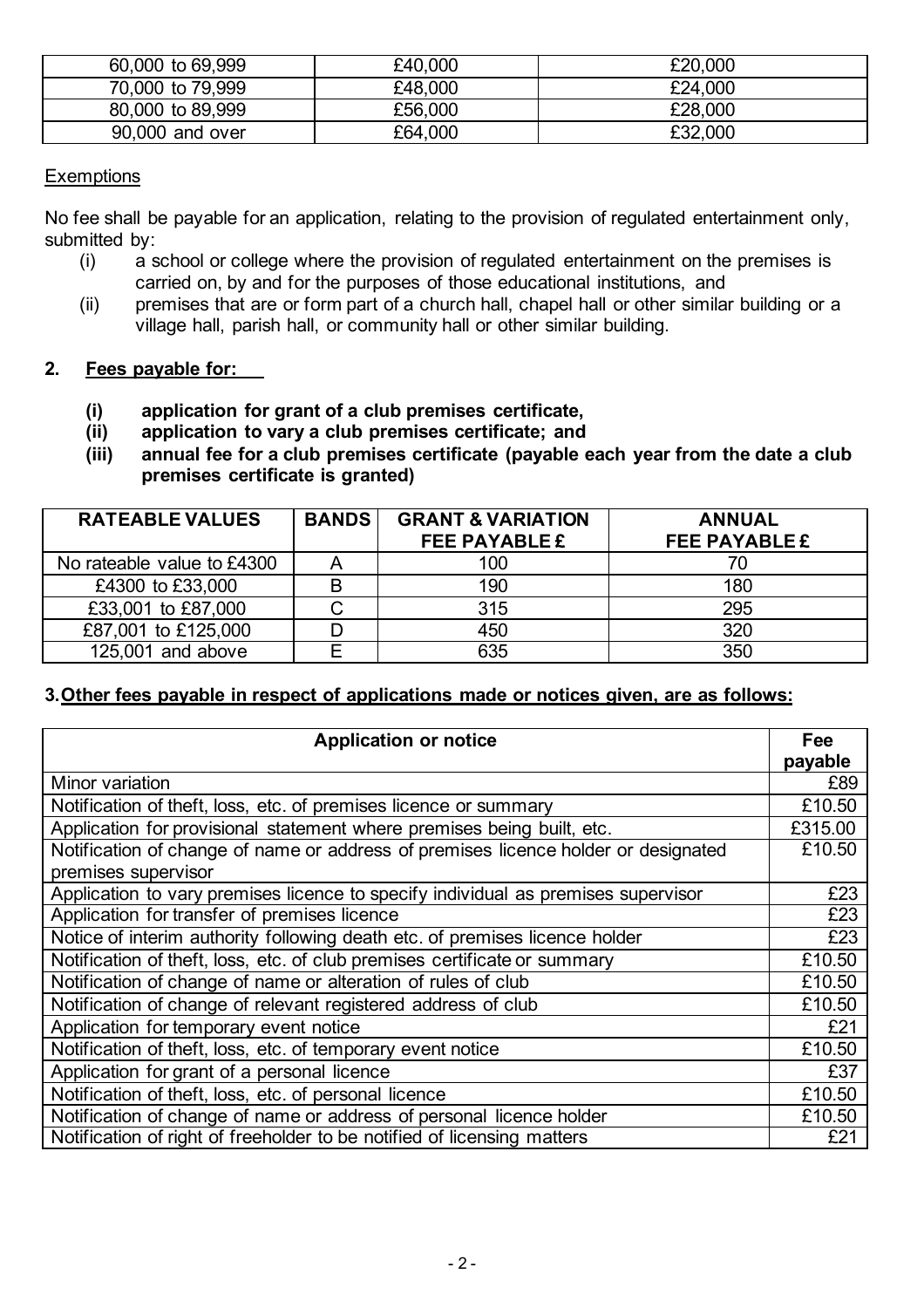| | | |
|---|---|---|
| 60,000 to 69,999 | £40,000 | £20,000 |
| 70,000 to 79,999 | £48,000 | £24,000 |
| 80,000 to 89,999 | £56,000 | £28,000 |
| 90,000 and over | £64,000 | £32,000 |

Exemptions

No fee shall be payable for an application, relating to the provision of regulated entertainment only, submitted by:

(i) a school or college where the provision of regulated entertainment on the premises is carried on, by and for the purposes of those educational institutions, and

(ii) premises that are or form part of a church hall, chapel hall or other similar building or a village hall, parish hall, or community hall or other similar building.

**2. Fees payable for:**

**(i) application for grant of a club premises certificate,**

**(ii) application to vary a club premises certificate; and**

**(iii) annual fee for a club premises certificate (payable each year from the date a club premises certificate is granted)**

| RATEABLE VALUES | BANDS | GRANT & VARIATION FEE PAYABLE £ | ANNUAL FEE PAYABLE £ |
|---|---|---|---|
| No rateable value to £4300 | A | 100 | 70 |
| £4300 to £33,000 | B | 190 | 180 |
| £33,001 to £87,000 | C | 315 | 295 |
| £87,001 to £125,000 | D | 450 | 320 |
| 125,001 and above | E | 635 | 350 |

**3. Other fees payable in respect of applications made or notices given, are as follows:**

| Application or notice | Fee payable |
|---|---|
| Minor variation | £89 |
| Notification of theft, loss, etc. of premises licence or summary | £10.50 |
| Application for provisional statement where premises being built, etc. | £315.00 |
| Notification of change of name or address of premises licence holder or designated premises supervisor | £10.50 |
| Application to vary premises licence to specify individual as premises supervisor | £23 |
| Application for transfer of premises licence | £23 |
| Notice of interim authority following death etc. of premises licence holder | £23 |
| Notification of theft, loss, etc. of club premises certificate or summary | £10.50 |
| Notification of change of name or alteration of rules of club | £10.50 |
| Notification of change of relevant registered address of club | £10.50 |
| Application for temporary event notice | £21 |
| Notification of theft, loss, etc. of temporary event notice | £10.50 |
| Application for grant of a personal licence | £37 |
| Notification of theft, loss, etc. of personal licence | £10.50 |
| Notification of change of name or address of personal licence holder | £10.50 |
| Notification of right of freeholder to be notified of licensing matters | £21 |